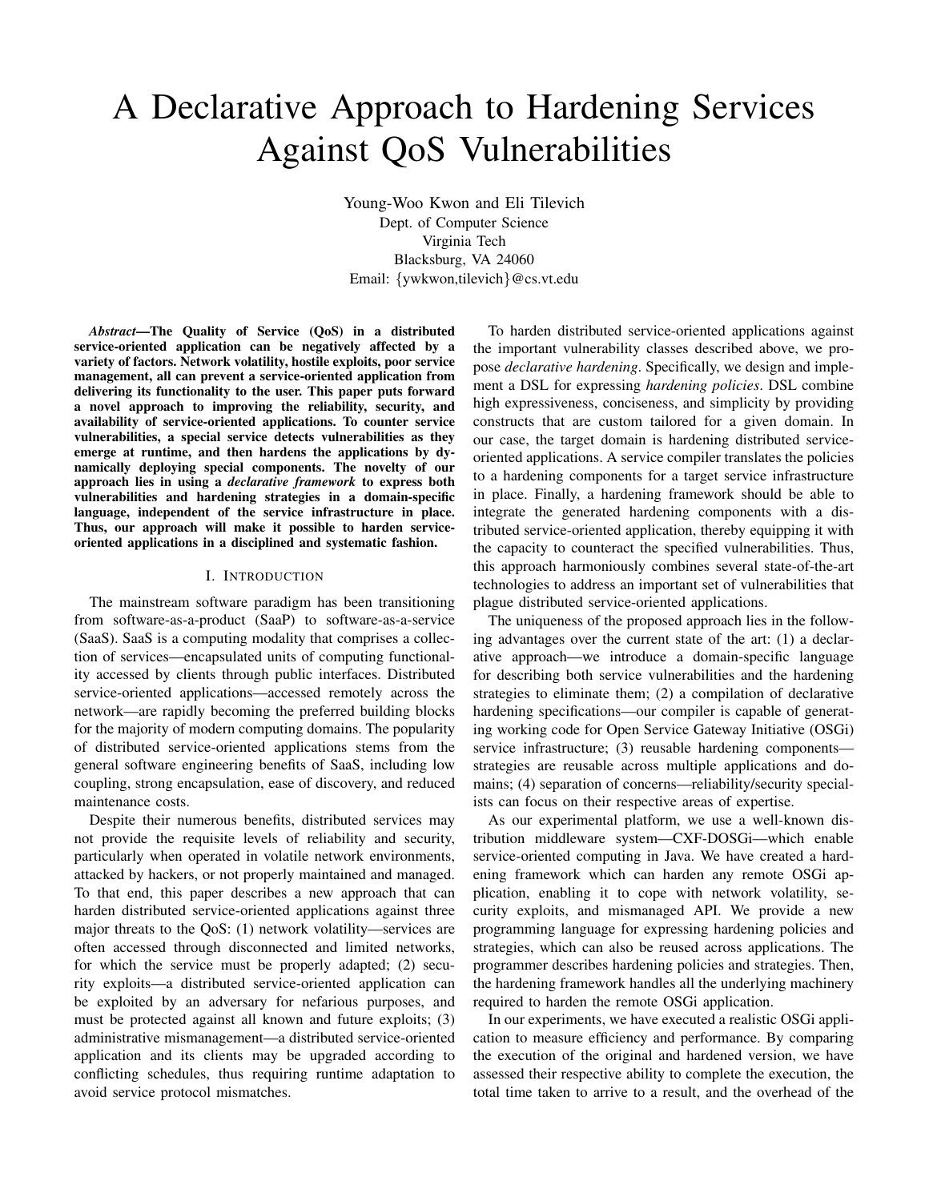# A Declarative Approach to Hardening Services Against QoS Vulnerabilities

Young-Woo Kwon and Eli Tilevich
Dept. of Computer Science
Virginia Tech
Blacksburg, VA 24060
Email: {ywkwon,tilevich}@cs.vt.edu

***Abstract*—The Quality of Service (QoS) in a distributed service-oriented application can be negatively affected by a variety of factors. Network volatility, hostile exploits, poor service management, all can prevent a service-oriented application from delivering its functionality to the user. This paper puts forward a novel approach to improving the reliability, security, and availability of service-oriented applications. To counter service vulnerabilities, a special service detects vulnerabilities as they emerge at runtime, and then hardens the applications by dynamically deploying special components. The novelty of our approach lies in using a *declarative framework* to express both vulnerabilities and hardening strategies in a domain-specific language, independent of the service infrastructure in place. Thus, our approach will make it possible to harden service-oriented applications in a disciplined and systematic fashion.**

## I. Introduction

The mainstream software paradigm has been transitioning from software-as-a-product (SaaP) to software-as-a-service (SaaS). SaaS is a computing modality that comprises a collection of services—encapsulated units of computing functionality accessed by clients through public interfaces. Distributed service-oriented applications—accessed remotely across the network—are rapidly becoming the preferred building blocks for the majority of modern computing domains. The popularity of distributed service-oriented applications stems from the general software engineering benefits of SaaS, including low coupling, strong encapsulation, ease of discovery, and reduced maintenance costs.

Despite their numerous benefits, distributed services may not provide the requisite levels of reliability and security, particularly when operated in volatile network environments, attacked by hackers, or not properly maintained and managed. To that end, this paper describes a new approach that can harden distributed service-oriented applications against three major threats to the QoS: (1) network volatility—services are often accessed through disconnected and limited networks, for which the service must be properly adapted; (2) security exploits—a distributed service-oriented application can be exploited by an adversary for nefarious purposes, and must be protected against all known and future exploits; (3) administrative mismanagement—a distributed service-oriented application and its clients may be upgraded according to conflicting schedules, thus requiring runtime adaptation to avoid service protocol mismatches.

To harden distributed service-oriented applications against the important vulnerability classes described above, we propose *declarative hardening*. Specifically, we design and implement a DSL for expressing *hardening policies*. DSL combine high expressiveness, conciseness, and simplicity by providing constructs that are custom tailored for a given domain. In our case, the target domain is hardening distributed service-oriented applications. A service compiler translates the policies to a hardening components for a target service infrastructure in place. Finally, a hardening framework should be able to integrate the generated hardening components with a distributed service-oriented application, thereby equipping it with the capacity to counteract the specified vulnerabilities. Thus, this approach harmoniously combines several state-of-the-art technologies to address an important set of vulnerabilities that plague distributed service-oriented applications.

The uniqueness of the proposed approach lies in the following advantages over the current state of the art: (1) a declarative approach—we introduce a domain-specific language for describing both service vulnerabilities and the hardening strategies to eliminate them; (2) a compilation of declarative hardening specifications—our compiler is capable of generating working code for Open Service Gateway Initiative (OSGi) service infrastructure; (3) reusable hardening components—strategies are reusable across multiple applications and domains; (4) separation of concerns—reliability/security specialists can focus on their respective areas of expertise.

As our experimental platform, we use a well-known distribution middleware system—CXF-DOSGi—which enable service-oriented computing in Java. We have created a hardening framework which can harden any remote OSGi application, enabling it to cope with network volatility, security exploits, and mismanaged API. We provide a new programming language for expressing hardening policies and strategies, which can also be reused across applications. The programmer describes hardening policies and strategies. Then, the hardening framework handles all the underlying machinery required to harden the remote OSGi application.

In our experiments, we have executed a realistic OSGi application to measure efficiency and performance. By comparing the execution of the original and hardened version, we have assessed their respective ability to complete the execution, the total time taken to arrive to a result, and the overhead of the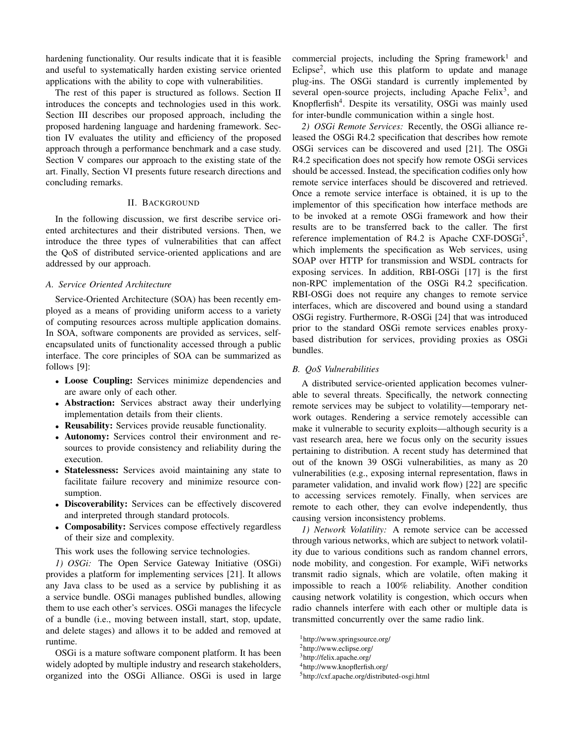hardening functionality. Our results indicate that it is feasible and useful to systematically harden existing service oriented applications with the ability to cope with vulnerabilities.

The rest of this paper is structured as follows. Section II introduces the concepts and technologies used in this work. Section III describes our proposed approach, including the proposed hardening language and hardening framework. Section IV evaluates the utility and efficiency of the proposed approach through a performance benchmark and a case study. Section V compares our approach to the existing state of the art. Finally, Section VI presents future research directions and concluding remarks.

## II. Background

In the following discussion, we first describe service oriented architectures and their distributed versions. Then, we introduce the three types of vulnerabilities that can affect the QoS of distributed service-oriented applications and are addressed by our approach.

### A. Service Oriented Architecture

Service-Oriented Architecture (SOA) has been recently employed as a means of providing uniform access to a variety of computing resources across multiple application domains. In SOA, software components are provided as services, self-encapsulated units of functionality accessed through a public interface. The core principles of SOA can be summarized as follows [9]:

- **Loose Coupling:** Services minimize dependencies and are aware only of each other.
- **Abstraction:** Services abstract away their underlying implementation details from their clients.
- **Reusability:** Services provide reusable functionality.
- **Autonomy:** Services control their environment and resources to provide consistency and reliability during the execution.
- **Statelessness:** Services avoid maintaining any state to facilitate failure recovery and minimize resource consumption.
- **Discoverability:** Services can be effectively discovered and interpreted through standard protocols.
- **Composability:** Services compose effectively regardless of their size and complexity.

This work uses the following service technologies.

*1) OSGi:* The Open Service Gateway Initiative (OSGi) provides a platform for implementing services [21]. It allows any Java class to be used as a service by publishing it as a service bundle. OSGi manages published bundles, allowing them to use each other's services. OSGi manages the lifecycle of a bundle (i.e., moving between install, start, stop, update, and delete stages) and allows it to be added and removed at runtime.

OSGi is a mature software component platform. It has been widely adopted by multiple industry and research stakeholders, organized into the OSGi Alliance. OSGi is used in large commercial projects, including the Spring framework[1] and Eclipse[2], which use this platform to update and manage plug-ins. The OSGi standard is currently implemented by several open-source projects, including Apache Felix[3], and Knopflerfish[4]. Despite its versatility, OSGi was mainly used for inter-bundle communication within a single host.

*2) OSGi Remote Services:* Recently, the OSGi alliance released the OSGi R4.2 specification that describes how remote OSGi services can be discovered and used [21]. The OSGi R4.2 specification does not specify how remote OSGi services should be accessed. Instead, the specification codifies only how remote service interfaces should be discovered and retrieved. Once a remote service interface is obtained, it is up to the implementor of this specification how interface methods are to be invoked at a remote OSGi framework and how their results are to be transferred back to the caller. The first reference implementation of R4.2 is Apache CXF-DOSGi[5], which implements the specification as Web services, using SOAP over HTTP for transmission and WSDL contracts for exposing services. In addition, RBI-OSGi [17] is the first non-RPC implementation of the OSGi R4.2 specification. RBI-OSGi does not require any changes to remote service interfaces, which are discovered and bound using a standard OSGi registry. Furthermore, R-OSGi [24] that was introduced prior to the standard OSGi remote services enables proxy-based distribution for services, providing proxies as OSGi bundles.

### B. QoS Vulnerabilities

A distributed service-oriented application becomes vulnerable to several threats. Specifically, the network connecting remote services may be subject to volatility—temporary network outages. Rendering a service remotely accessible can make it vulnerable to security exploits—although security is a vast research area, here we focus only on the security issues pertaining to distribution. A recent study has determined that out of the known 39 OSGi vulnerabilities, as many as 20 vulnerabilities (e.g., exposing internal representation, flaws in parameter validation, and invalid work flow) [22] are specific to accessing services remotely. Finally, when services are remote to each other, they can evolve independently, thus causing version inconsistency problems.

*1) Network Volatility:* A remote service can be accessed through various networks, which are subject to network volatility due to various conditions such as random channel errors, node mobility, and congestion. For example, WiFi networks transmit radio signals, which are volatile, often making it impossible to reach a 100% reliability. Another condition causing network volatility is congestion, which occurs when radio channels interfere with each other or multiple data is transmitted concurrently over the same radio link.

[1] http://www.springsource.org/

[2] http://www.eclipse.org/

[3] http://felix.apache.org/

[4] http://www.knopflerfish.org/

[5] http://cxf.apache.org/distributed-osgi.html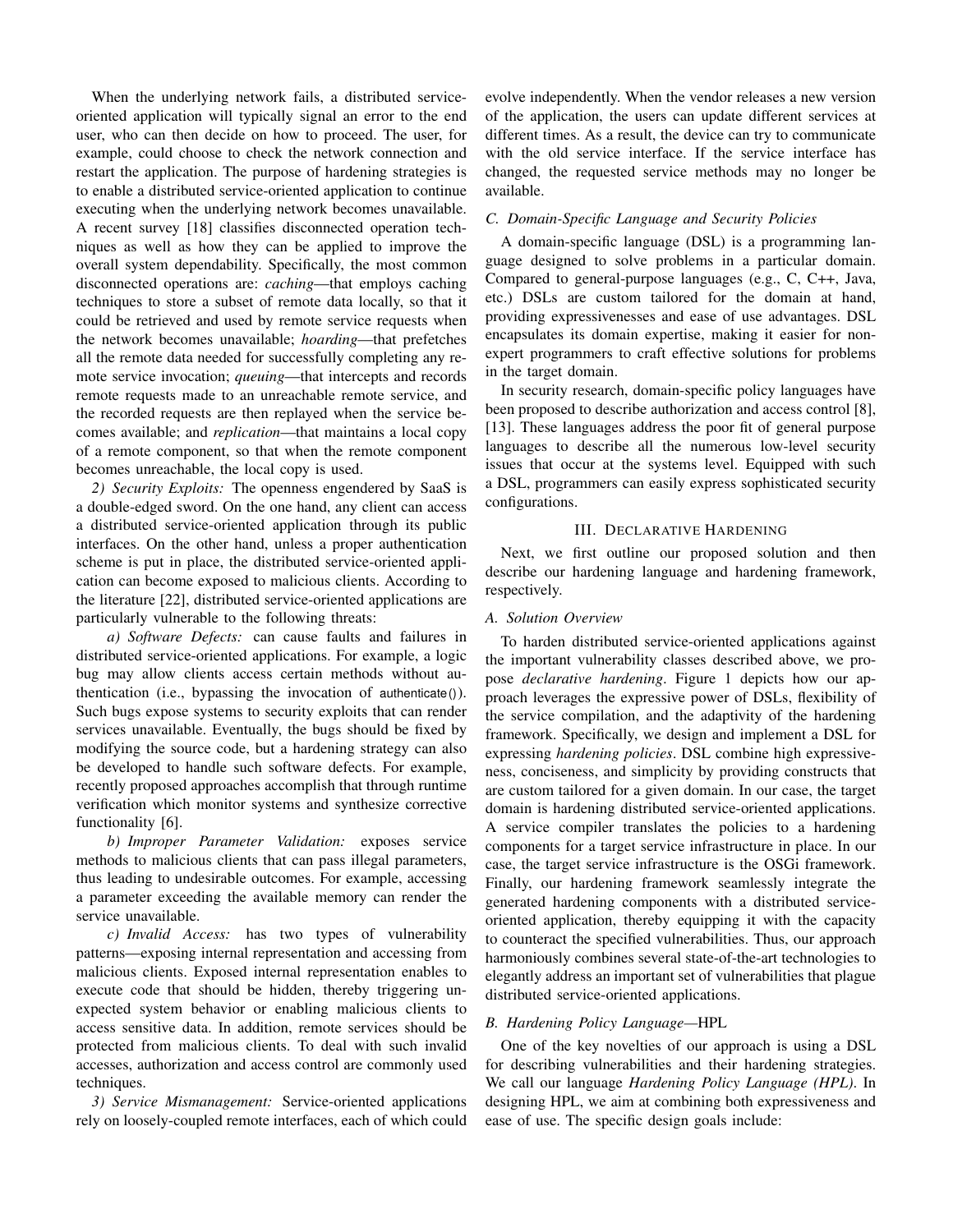When the underlying network fails, a distributed service-oriented application will typically signal an error to the end user, who can then decide on how to proceed. The user, for example, could choose to check the network connection and restart the application. The purpose of hardening strategies is to enable a distributed service-oriented application to continue executing when the underlying network becomes unavailable. A recent survey [18] classifies disconnected operation techniques as well as how they can be applied to improve the overall system dependability. Specifically, the most common disconnected operations are: *caching*—that employs caching techniques to store a subset of remote data locally, so that it could be retrieved and used by remote service requests when the network becomes unavailable; *hoarding*—that prefetches all the remote data needed for successfully completing any remote service invocation; *queuing*—that intercepts and records remote requests made to an unreachable remote service, and the recorded requests are then replayed when the service becomes available; and *replication*—that maintains a local copy of a remote component, so that when the remote component becomes unreachable, the local copy is used.

*2) Security Exploits:* The openness engendered by SaaS is a double-edged sword. On the one hand, any client can access a distributed service-oriented application through its public interfaces. On the other hand, unless a proper authentication scheme is put in place, the distributed service-oriented application can become exposed to malicious clients. According to the literature [22], distributed service-oriented applications are particularly vulnerable to the following threats:

*a) Software Defects:* can cause faults and failures in distributed service-oriented applications. For example, a logic bug may allow clients access certain methods without authentication (i.e., bypassing the invocation of `authenticate()`). Such bugs expose systems to security exploits that can render services unavailable. Eventually, the bugs should be fixed by modifying the source code, but a hardening strategy can also be developed to handle such software defects. For example, recently proposed approaches accomplish that through runtime verification which monitor systems and synthesize corrective functionality [6].

*b) Improper Parameter Validation:* exposes service methods to malicious clients that can pass illegal parameters, thus leading to undesirable outcomes. For example, accessing a parameter exceeding the available memory can render the service unavailable.

*c) Invalid Access:* has two types of vulnerability patterns—exposing internal representation and accessing from malicious clients. Exposed internal representation enables to execute code that should be hidden, thereby triggering unexpected system behavior or enabling malicious clients to access sensitive data. In addition, remote services should be protected from malicious clients. To deal with such invalid accesses, authorization and access control are commonly used techniques.

*3) Service Mismanagement:* Service-oriented applications rely on loosely-coupled remote interfaces, each of which could evolve independently. When the vendor releases a new version of the application, the users can update different services at different times. As a result, the device can try to communicate with the old service interface. If the service interface has changed, the requested service methods may no longer be available.

### C. Domain-Specific Language and Security Policies

A domain-specific language (DSL) is a programming language designed to solve problems in a particular domain. Compared to general-purpose languages (e.g., C, C++, Java, etc.) DSLs are custom tailored for the domain at hand, providing expressivenesses and ease of use advantages. DSL encapsulates its domain expertise, making it easier for non-expert programmers to craft effective solutions for problems in the target domain.

In security research, domain-specific policy languages have been proposed to describe authorization and access control [8], [13]. These languages address the poor fit of general purpose languages to describe all the numerous low-level security issues that occur at the systems level. Equipped with such a DSL, programmers can easily express sophisticated security configurations.

## III. Declarative Hardening

Next, we first outline our proposed solution and then describe our hardening language and hardening framework, respectively.

### A. Solution Overview

To harden distributed service-oriented applications against the important vulnerability classes described above, we propose *declarative hardening*. Figure 1 depicts how our approach leverages the expressive power of DSLs, flexibility of the service compilation, and the adaptivity of the hardening framework. Specifically, we design and implement a DSL for expressing *hardening policies*. DSL combine high expressiveness, conciseness, and simplicity by providing constructs that are custom tailored for a given domain. In our case, the target domain is hardening distributed service-oriented applications. A service compiler translates the policies to a hardening components for a target service infrastructure in place. In our case, the target service infrastructure is the OSGi framework. Finally, our hardening framework seamlessly integrate the generated hardening components with a distributed service-oriented application, thereby equipping it with the capacity to counteract the specified vulnerabilities. Thus, our approach harmoniously combines several state-of-the-art technologies to elegantly address an important set of vulnerabilities that plague distributed service-oriented applications.

### B. Hardening Policy Language—HPL

One of the key novelties of our approach is using a DSL for describing vulnerabilities and their hardening strategies. We call our language *Hardening Policy Language (HPL)*. In designing HPL, we aim at combining both expressiveness and ease of use. The specific design goals include: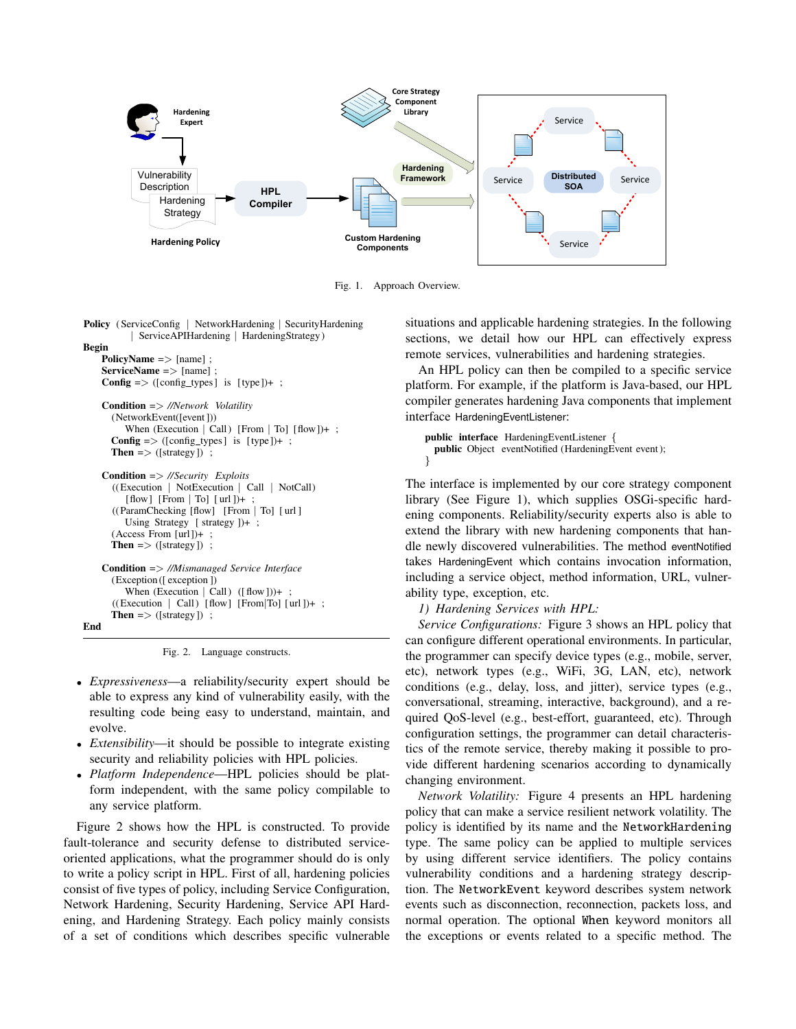Fig. 1. Approach Overview.

```
Policy (ServiceConfig | NetworkHardening | SecurityHardening
        | ServiceAPIHardening | HardeningStrategy)
Begin
    PolicyName => [name] ;
    ServiceName => [name] ;
    Config => ([config_types] is [type])+ ;

    Condition => //Network Volatility
      (NetworkEvent([event])
         When (Execution | Call) [From | To] [flow])+ ;
      Config => ([config_types] is [type])+ ;
      Then => ([strategy]) ;

    Condition => //Security Exploits
      ((Execution | NotExecution | Call | NotCall)
         [flow] [From | To] [url])+ ;
      ((ParamChecking [flow] [From | To] [url]
         Using Strategy [strategy])+ ;
      (Access From [url])+ ;
      Then => ([strategy]) ;

    Condition => //Mismanaged Service Interface
      (Exception([exception])
         When (Execution | Call) ([flow]))+ ;
      ((Execution | Call) [flow] [From|To] [url])+ ;
      Then => ([strategy]) ;
End
```

Fig. 2. Language constructs.

- *Expressiveness*—a reliability/security expert should be able to express any kind of vulnerability easily, with the resulting code being easy to understand, maintain, and evolve.
- *Extensibility*—it should be possible to integrate existing security and reliability policies with HPL policies.
- *Platform Independence*—HPL policies should be platform independent, with the same policy compilable to any service platform.

Figure 2 shows how the HPL is constructed. To provide fault-tolerance and security defense to distributed service-oriented applications, what the programmer should do is only to write a policy script in HPL. First of all, hardening policies consist of five types of policy, including Service Configuration, Network Hardening, Security Hardening, Service API Hardening, and Hardening Strategy. Each policy mainly consists of a set of conditions which describes specific vulnerable situations and applicable hardening strategies. In the following sections, we detail how our HPL can effectively express remote services, vulnerabilities and hardening strategies.

An HPL policy can then be compiled to a specific service platform. For example, if the platform is Java-based, our HPL compiler generates hardening Java components that implement interface HardeningEventListener:

```
public interface HardeningEventListener {
  public Object eventNotified(HardeningEvent event);
}
```

The interface is implemented by our core strategy component library (See Figure 1), which supplies OSGi-specific hardening components. Reliability/security experts also is able to extend the library with new hardening components that handle newly discovered vulnerabilities. The method eventNotified takes HardeningEvent which contains invocation information, including a service object, method information, URL, vulnerability type, exception, etc.

*1) Hardening Services with HPL:*

*Service Configurations:* Figure 3 shows an HPL policy that can configure different operational environments. In particular, the programmer can specify device types (e.g., mobile, server, etc), network types (e.g., WiFi, 3G, LAN, etc), network conditions (e.g., delay, loss, and jitter), service types (e.g., conversational, streaming, interactive, background), and a required QoS-level (e.g., best-effort, guaranteed, etc). Through configuration settings, the programmer can detail characteristics of the remote service, thereby making it possible to provide different hardening scenarios according to dynamically changing environment.

*Network Volatility:* Figure 4 presents an HPL hardening policy that can make a service resilient network volatility. The policy is identified by its name and the NetworkHardening type. The same policy can be applied to multiple services by using different service identifiers. The policy contains vulnerability conditions and a hardening strategy description. The NetworkEvent keyword describes system network events such as disconnection, reconnection, packets loss, and normal operation. The optional When keyword monitors all the exceptions or events related to a specific method. The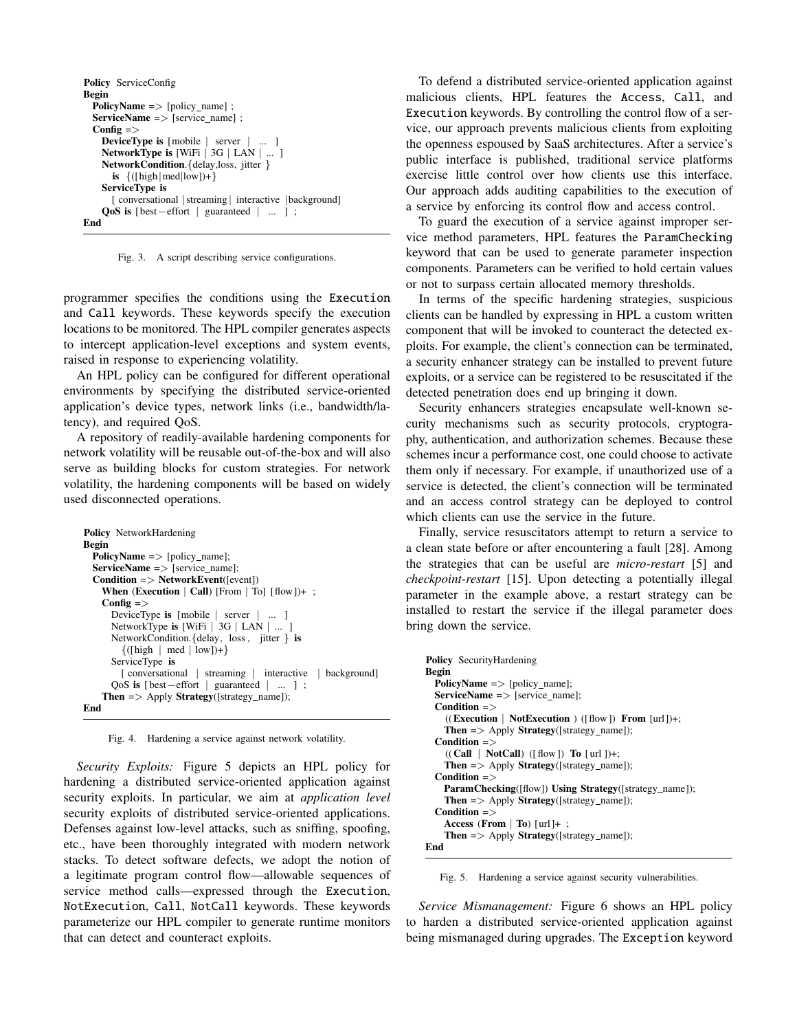```
Policy ServiceConfig
Begin
  PolicyName => [policy_name] ;
  ServiceName => [service_name] ;
  Config =>
    DeviceType is [mobile | server | ... ]
    NetworkType is [WiFi | 3G | LAN | ... ]
    NetworkCondition.{delay,loss, jitter }
      is {([high|med|low])+}
    ServiceType is
      [ conversational |streaming| interactive |background]
    QoS is [best−effort | guaranteed | ... ] ;
End
```

Fig. 3. A script describing service configurations.

programmer specifies the conditions using the Execution and Call keywords. These keywords specify the execution locations to be monitored. The HPL compiler generates aspects to intercept application-level exceptions and system events, raised in response to experiencing volatility.

An HPL policy can be configured for different operational environments by specifying the distributed service-oriented application's device types, network links (i.e., bandwidth/latency), and required QoS.

A repository of readily-available hardening components for network volatility will be reusable out-of-the-box and will also serve as building blocks for custom strategies. For network volatility, the hardening components will be based on widely used disconnected operations.

```
Policy NetworkHardening
Begin
  PolicyName => [policy_name];
  ServiceName => [service_name];
  Condition => NetworkEvent([event])
    When (Execution | Call) [From | To] [flow])+ ;
    Config =>
      DeviceType is [mobile | server | ... ]
      NetworkType is [WiFi | 3G | LAN | ... ]
      NetworkCondition.{delay, loss , jitter } is
        {([high | med | low])+}
      ServiceType is
        [ conversational | streaming | interactive | background]
      QoS is [best−effort | guaranteed | ... ] ;
    Then => Apply Strategy([strategy_name]);
End
```

Fig. 4. Hardening a service against network volatility.

*Security Exploits:* Figure 5 depicts an HPL policy for hardening a distributed service-oriented application against security exploits. In particular, we aim at *application level* security exploits of distributed service-oriented applications. Defenses against low-level attacks, such as sniffing, spoofing, etc., have been thoroughly integrated with modern network stacks. To detect software defects, we adopt the notion of a legitimate program control flow—allowable sequences of service method calls—expressed through the Execution, NotExecution, Call, NotCall keywords. These keywords parameterize our HPL compiler to generate runtime monitors that can detect and counteract exploits.

To defend a distributed service-oriented application against malicious clients, HPL features the Access, Call, and Execution keywords. By controlling the control flow of a service, our approach prevents malicious clients from exploiting the openness espoused by SaaS architectures. After a service's public interface is published, traditional service platforms exercise little control over how clients use this interface. Our approach adds auditing capabilities to the execution of a service by enforcing its control flow and access control.

To guard the execution of a service against improper service method parameters, HPL features the ParamChecking keyword that can be used to generate parameter inspection components. Parameters can be verified to hold certain values or not to surpass certain allocated memory thresholds.

In terms of the specific hardening strategies, suspicious clients can be handled by expressing in HPL a custom written component that will be invoked to counteract the detected exploits. For example, the client's connection can be terminated, a security enhancer strategy can be installed to prevent future exploits, or a service can be registered to be resuscitated if the detected penetration does end up bringing it down.

Security enhancers strategies encapsulate well-known security mechanisms such as security protocols, cryptography, authentication, and authorization schemes. Because these schemes incur a performance cost, one could choose to activate them only if necessary. For example, if unauthorized use of a service is detected, the client's connection will be terminated and an access control strategy can be deployed to control which clients can use the service in the future.

Finally, service resuscitators attempt to return a service to a clean state before or after encountering a fault [28]. Among the strategies that can be useful are *micro-restart* [5] and *checkpoint-restart* [15]. Upon detecting a potentially illegal parameter in the example above, a restart strategy can be installed to restart the service if the illegal parameter does bring down the service.

```
Policy SecurityHardening
Begin
  PolicyName => [policy_name];
  ServiceName => [service_name];
  Condition =>
    ((Execution | NotExecution ) ([flow]) From [url])+;
    Then => Apply Strategy([strategy_name]);
  Condition =>
    ((Call | NotCall) ([flow]) To [url ])+;
    Then => Apply Strategy([strategy_name]);
  Condition =>
    ParamChecking([flow]) Using Strategy([strategy_name]);
    Then => Apply Strategy([strategy_name]);
  Condition =>
    Access (From | To) [url]+ ;
    Then => Apply Strategy([strategy_name]);
End
```

Fig. 5. Hardening a service against security vulnerabilities.

*Service Mismanagement:* Figure 6 shows an HPL policy to harden a distributed service-oriented application against being mismanaged during upgrades. The Exception keyword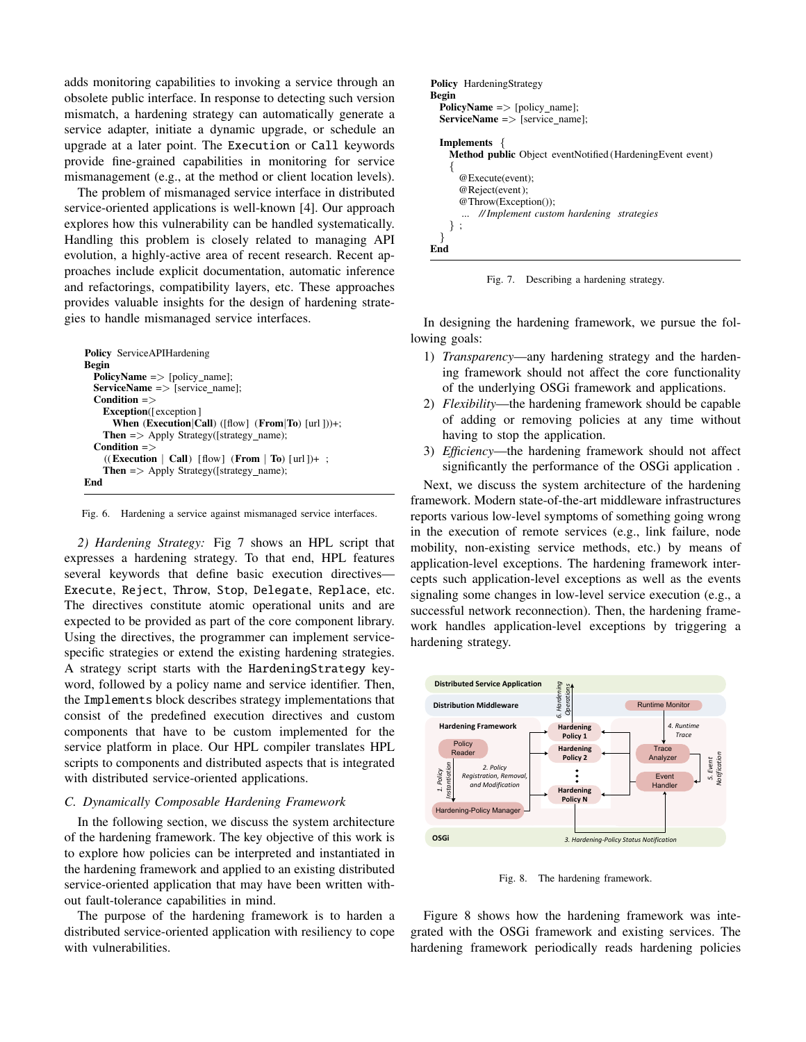adds monitoring capabilities to invoking a service through an obsolete public interface. In response to detecting such version mismatch, a hardening strategy can automatically generate a service adapter, initiate a dynamic upgrade, or schedule an upgrade at a later point. The `Execution` or `Call` keywords provide fine-grained capabilities in monitoring for service mismanagement (e.g., at the method or client location levels).

The problem of mismanaged service interface in distributed service-oriented applications is well-known [4]. Our approach explores how this vulnerability can be handled systematically. Handling this problem is closely related to managing API evolution, a highly-active area of recent research. Recent approaches include explicit documentation, automatic inference and refactorings, compatibility layers, etc. These approaches provides valuable insights for the design of hardening strategies to handle mismanaged service interfaces.

```
Policy ServiceAPIHardening
Begin
  PolicyName => [policy_name];
  ServiceName => [service_name];
  Condition =>
    Exception([exception]
      When (Execution|Call) ([flow] (From|To) [url]))+;
  Then => Apply Strategy([strategy_name]);
  Condition =>
    ((Execution | Call) [flow] (From | To) [url])+ ;
  Then => Apply Strategy([strategy_name]);
End
```

Fig. 6. Hardening a service against mismanaged service interfaces.

*2) Hardening Strategy:* Fig 7 shows an HPL script that expresses a hardening strategy. To that end, HPL features several keywords that define basic execution directives—`Execute`, `Reject`, `Throw`, `Stop`, `Delegate`, `Replace`, etc. The directives constitute atomic operational units and are expected to be provided as part of the core component library. Using the directives, the programmer can implement service-specific strategies or extend the existing hardening strategies. A strategy script starts with the `HardeningStrategy` keyword, followed by a policy name and service identifier. Then, the `Implements` block describes strategy implementations that consist of the predefined execution directives and custom components that have to be custom implemented for the service platform in place. Our HPL compiler translates HPL scripts to components and distributed aspects that is integrated with distributed service-oriented applications.

### C. Dynamically Composable Hardening Framework

In the following section, we discuss the system architecture of the hardening framework. The key objective of this work is to explore how policies can be interpreted and instantiated in the hardening framework and applied to an existing distributed service-oriented application that may have been written without fault-tolerance capabilities in mind.

The purpose of the hardening framework is to harden a distributed service-oriented application with resiliency to cope with vulnerabilities.

```
Policy HardeningStrategy
Begin
  PolicyName => [policy_name];
  ServiceName => [service_name];

  Implements {
    Method public Object eventNotified(HardeningEvent event)
    {
      @Execute(event);
      @Reject(event);
      @Throw(Exception());
      ... // Implement custom hardening strategies
    } ;
  }
End
```

Fig. 7. Describing a hardening strategy.

In designing the hardening framework, we pursue the following goals:

1) *Transparency*—any hardening strategy and the hardening framework should not affect the core functionality of the underlying OSGi framework and applications.
2) *Flexibility*—the hardening framework should be capable of adding or removing policies at any time without having to stop the application.
3) *Efficiency*—the hardening framework should not affect significantly the performance of the OSGi application .

Next, we discuss the system architecture of the hardening framework. Modern state-of-the-art middleware infrastructures reports various low-level symptoms of something going wrong in the execution of remote services (e.g., link failure, node mobility, non-existing service methods, etc.) by means of application-level exceptions. The hardening framework intercepts such application-level exceptions as well as the events signaling some changes in low-level service execution (e.g., a successful network reconnection). Then, the hardening framework handles application-level exceptions by triggering a hardening strategy.

Fig. 8. The hardening framework.

Figure 8 shows how the hardening framework was integrated with the OSGi framework and existing services. The hardening framework periodically reads hardening policies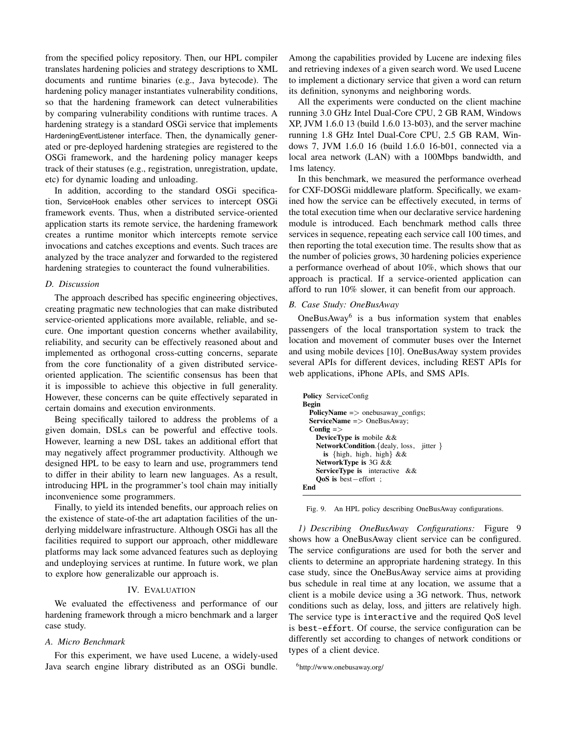from the specified policy repository. Then, our HPL compiler translates hardening policies and strategy descriptions to XML documents and runtime binaries (e.g., Java bytecode). The hardening policy manager instantiates vulnerability conditions, so that the hardening framework can detect vulnerabilities by comparing vulnerability conditions with runtime traces. A hardening strategy is a standard OSGi service that implements HardeningEventListener interface. Then, the dynamically generated or pre-deployed hardening strategies are registered to the OSGi framework, and the hardening policy manager keeps track of their statuses (e.g., registration, unregistration, update, etc) for dynamic loading and unloading.

In addition, according to the standard OSGi specification, ServiceHook enables other services to intercept OSGi framework events. Thus, when a distributed service-oriented application starts its remote service, the hardening framework creates a runtime monitor which intercepts remote service invocations and catches exceptions and events. Such traces are analyzed by the trace analyzer and forwarded to the registered hardening strategies to counteract the found vulnerabilities.

### D. Discussion

The approach described has specific engineering objectives, creating pragmatic new technologies that can make distributed service-oriented applications more available, reliable, and secure. One important question concerns whether availability, reliability, and security can be effectively reasoned about and implemented as orthogonal cross-cutting concerns, separate from the core functionality of a given distributed service-oriented application. The scientific consensus has been that it is impossible to achieve this objective in full generality. However, these concerns can be quite effectively separated in certain domains and execution environments.

Being specifically tailored to address the problems of a given domain, DSLs can be powerful and effective tools. However, learning a new DSL takes an additional effort that may negatively affect programmer productivity. Although we designed HPL to be easy to learn and use, programmers tend to differ in their ability to learn new languages. As a result, introducing HPL in the programmer's tool chain may initially inconvenience some programmers.

Finally, to yield its intended benefits, our approach relies on the existence of state-of-the art adaptation facilities of the underlying middelware infrastructure. Although OSGi has all the facilities required to support our approach, other middleware platforms may lack some advanced features such as deploying and undeploying services at runtime. In future work, we plan to explore how generalizable our approach is.

## IV. Evaluation

We evaluated the effectiveness and performance of our hardening framework through a micro benchmark and a larger case study.

### A. Micro Benchmark

For this experiment, we have used Lucene, a widely-used Java search engine library distributed as an OSGi bundle. Among the capabilities provided by Lucene are indexing files and retrieving indexes of a given search word. We used Lucene to implement a dictionary service that given a word can return its definition, synonyms and neighboring words.

All the experiments were conducted on the client machine running 3.0 GHz Intel Dual-Core CPU, 2 GB RAM, Windows XP, JVM 1.6.0 13 (build 1.6.0 13-b03), and the server machine running 1.8 GHz Intel Dual-Core CPU, 2.5 GB RAM, Windows 7, JVM 1.6.0 16 (build 1.6.0 16-b01, connected via a local area network (LAN) with a 100Mbps bandwidth, and 1ms latency.

In this benchmark, we measured the performance overhead for CXF-DOSGi middleware platform. Specifically, we examined how the service can be effectively executed, in terms of the total execution time when our declarative service hardening module is introduced. Each benchmark method calls three services in sequence, repeating each service call 100 times, and then reporting the total execution time. The results show that as the number of policies grows, 30 hardening policies experience a performance overhead of about 10%, which shows that our approach is practical. If a service-oriented application can afford to run 10% slower, it can benefit from our approach.

### B. Case Study: OneBusAway

OneBusAway[6] is a bus information system that enables passengers of the local transportation system to track the location and movement of commuter buses over the Internet and using mobile devices [10]. OneBusAway system provides several APIs for different devices, including REST APIs for web applications, iPhone APIs, and SMS APIs.

```
Policy ServiceConfig
Begin
  PolicyName => onebusaway_configs;
  ServiceName => OneBusAway;
  Config =>
    DeviceType is mobile &&
    NetworkCondition.{dealy, loss, jitter }
      is {high, high, high} &&
    NetworkType is 3G &&
    ServiceType is interactive &&
    QoS is best−effort ;
End
```

Fig. 9. An HPL policy describing OneBusAway configurations.

*1) Describing OneBusAway Configurations:* Figure 9 shows how a OneBusAway client service can be configured. The service configurations are used for both the server and clients to determine an appropriate hardening strategy. In this case study, since the OneBusAway service aims at providing bus schedule in real time at any location, we assume that a client is a mobile device using a 3G network. Thus, network conditions such as delay, loss, and jitters are relatively high. The service type is `interactive` and the required QoS level is `best-effort`. Of course, the service configuration can be differently set according to changes of network conditions or types of a client device.

[6] http://www.onebusaway.org/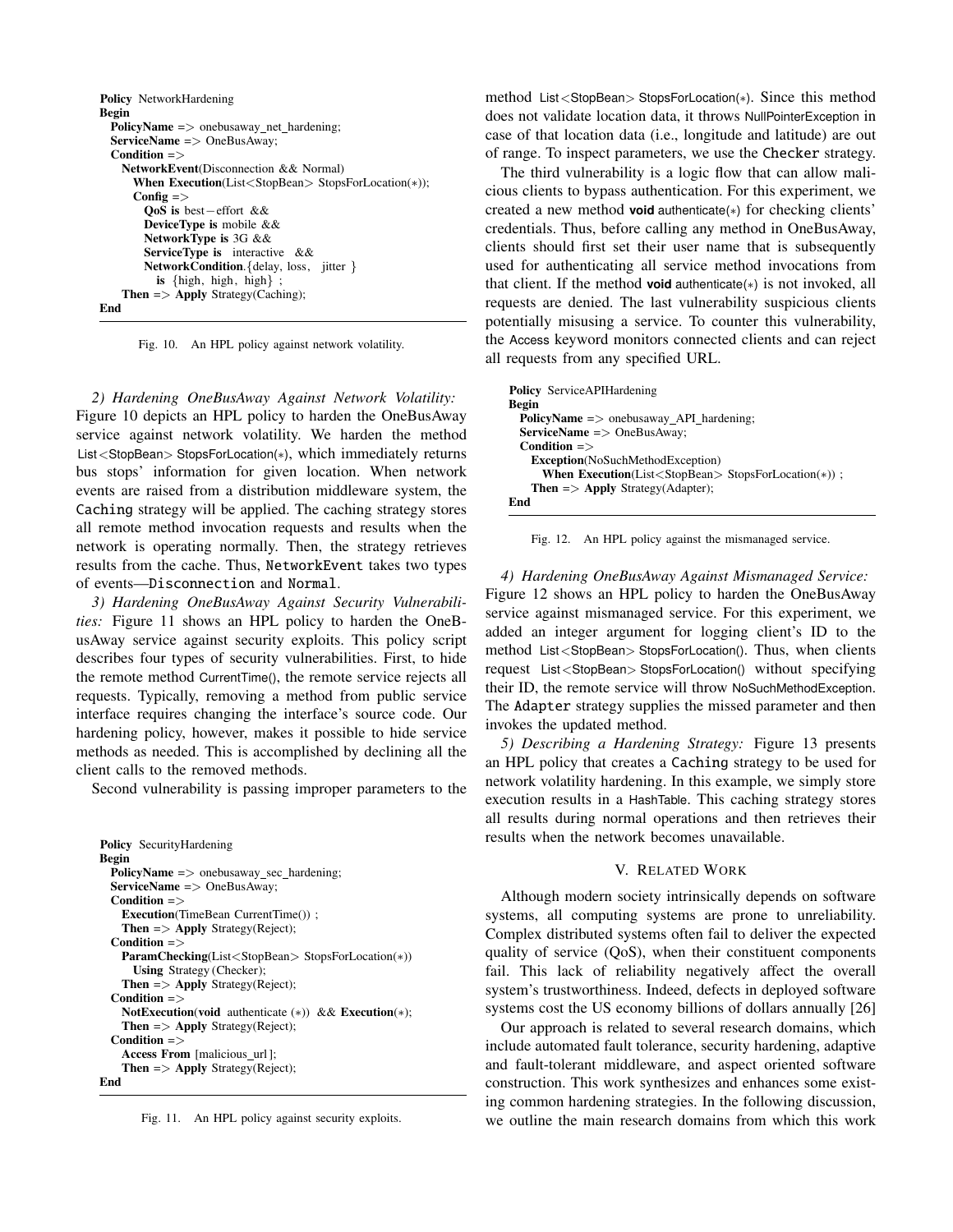```
Policy NetworkHardening
Begin
  PolicyName => onebusaway_net_hardening;
  ServiceName => OneBusAway;
  Condition =>
    NetworkEvent(Disconnection && Normal)
      When Execution(List<StopBean> StopsForLocation(*));
      Config =>
        QoS is best−effort &&
        DeviceType is mobile &&
        NetworkType is 3G &&
        ServiceType is interactive &&
        NetworkCondition.{delay, loss, jitter }
          is {high, high, high} ;
    Then => Apply Strategy(Caching);
End
```

Fig. 10. An HPL policy against network volatility.

*2) Hardening OneBusAway Against Network Volatility:* Figure 10 depicts an HPL policy to harden the OneBusAway service against network volatility. We harden the method List<StopBean> StopsForLocation(*), which immediately returns bus stops' information for given location. When network events are raised from a distribution middleware system, the Caching strategy will be applied. The caching strategy stores all remote method invocation requests and results when the network is operating normally. Then, the strategy retrieves results from the cache. Thus, NetworkEvent takes two types of events—Disconnection and Normal.

*3) Hardening OneBusAway Against Security Vulnerabilities:* Figure 11 shows an HPL policy to harden the OneBusAway service against security exploits. This policy script describes four types of security vulnerabilities. First, to hide the remote method CurrentTime(), the remote service rejects all requests. Typically, removing a method from public service interface requires changing the interface's source code. Our hardening policy, however, makes it possible to hide service methods as needed. This is accomplished by declining all the client calls to the removed methods.

Second vulnerability is passing improper parameters to the method List<StopBean> StopsForLocation(*). Since this method does not validate location data, it throws NullPointerException in case of that location data (i.e., longitude and latitude) are out of range. To inspect parameters, we use the Checker strategy.

The third vulnerability is a logic flow that can allow malicious clients to bypass authentication. For this experiment, we created a new method **void** authenticate(*) for checking clients' credentials. Thus, before calling any method in OneBusAway, clients should first set their user name that is subsequently used for authenticating all service method invocations from that client. If the method **void** authenticate(*) is not invoked, all requests are denied. The last vulnerability suspicious clients potentially misusing a service. To counter this vulnerability, the Access keyword monitors connected clients and can reject all requests from any specified URL.

```
Policy SecurityHardening
Begin
  PolicyName => onebusaway_sec_hardening;
  ServiceName => OneBusAway;
  Condition =>
    Execution(TimeBean CurrentTime()) ;
    Then => Apply Strategy(Reject);
  Condition =>
    ParamChecking(List<StopBean> StopsForLocation(*))
      Using Strategy (Checker);
    Then => Apply Strategy(Reject);
  Condition =>
    NotExecution(void authenticate (*)) && Execution(*);
    Then => Apply Strategy(Reject);
  Condition =>
    Access From [malicious_url];
    Then => Apply Strategy(Reject);
End
```

Fig. 11. An HPL policy against security exploits.

```
Policy ServiceAPIHardening
Begin
  PolicyName => onebusaway_API_hardening;
  ServiceName => OneBusAway;
  Condition =>
    Exception(NoSuchMethodException)
      When Execution(List<StopBean> StopsForLocation(*)) ;
    Then => Apply Strategy(Adapter);
End
```

Fig. 12. An HPL policy against the mismanaged service.

*4) Hardening OneBusAway Against Mismanaged Service:* Figure 12 shows an HPL policy to harden the OneBusAway service against mismanaged service. For this experiment, we added an integer argument for logging client's ID to the method List<StopBean> StopsForLocation(). Thus, when clients request List<StopBean> StopsForLocation() without specifying their ID, the remote service will throw NoSuchMethodException. The Adapter strategy supplies the missed parameter and then invokes the updated method.

*5) Describing a Hardening Strategy:* Figure 13 presents an HPL policy that creates a Caching strategy to be used for network volatility hardening. In this example, we simply store execution results in a HashTable. This caching strategy stores all results during normal operations and then retrieves their results when the network becomes unavailable.

## V. Related Work

Although modern society intrinsically depends on software systems, all computing systems are prone to unreliability. Complex distributed systems often fail to deliver the expected quality of service (QoS), when their constituent components fail. This lack of reliability negatively affect the overall system's trustworthiness. Indeed, defects in deployed software systems cost the US economy billions of dollars annually [26]

Our approach is related to several research domains, which include automated fault tolerance, security hardening, adaptive and fault-tolerant middleware, and aspect oriented software construction. This work synthesizes and enhances some existing common hardening strategies. In the following discussion, we outline the main research domains from which this work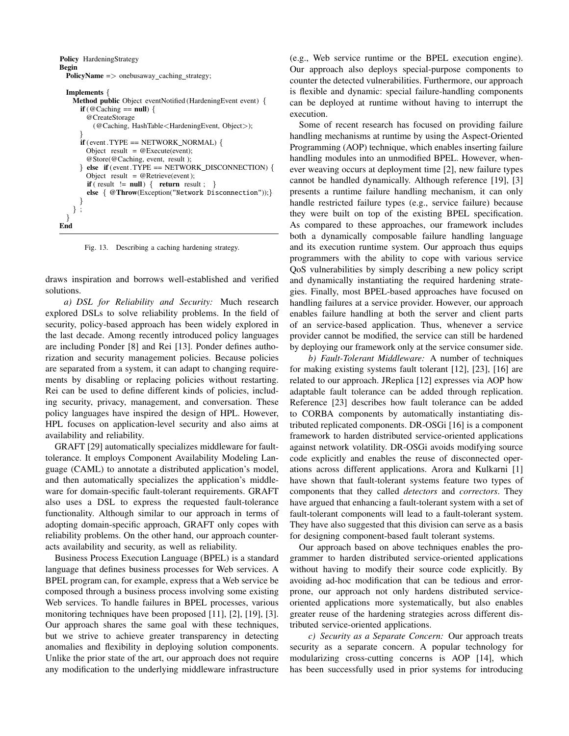```
Policy HardeningStrategy
Begin
  PolicyName => onebusaway_caching_strategy;

  Implements {
    Method public Object eventNotified(HardeningEvent event) {
      if(@Caching == null) {
        @CreateStorage
          (@Caching, HashTable<HardeningEvent, Object>);
      }
      if(event.TYPE == NETWORK_NORMAL) {
        Object result = @Execute(event);
        @Store(@Caching, event, result);
      } else if(event.TYPE == NETWORK_DISCONNECTION) {
        Object result = @Retrieve(event);
        if(result != null) { return result; }
        else { @Throw(Exception("Network Disconnection"));}
      }
    } ;
  }
End
```

Fig. 13. Describing a caching hardening strategy.

draws inspiration and borrows well-established and verified solutions.

*a) DSL for Reliability and Security:* Much research explored DSLs to solve reliability problems. In the field of security, policy-based approach has been widely explored in the last decade. Among recently introduced policy languages are including Ponder [8] and Rei [13]. Ponder defines authorization and security management policies. Because policies are separated from a system, it can adapt to changing requirements by disabling or replacing policies without restarting. Rei can be used to define different kinds of policies, including security, privacy, management, and conversation. These policy languages have inspired the design of HPL. However, HPL focuses on application-level security and also aims at availability and reliability.

GRAFT [29] automatically specializes middleware for fault-tolerance. It employs Component Availability Modeling Language (CAML) to annotate a distributed application's model, and then automatically specializes the application's middleware for domain-specific fault-tolerant requirements. GRAFT also uses a DSL to express the requested fault-tolerance functionality. Although similar to our approach in terms of adopting domain-specific approach, GRAFT only copes with reliability problems. On the other hand, our approach counteracts availability and security, as well as reliability.

Business Process Execution Language (BPEL) is a standard language that defines business processes for Web services. A BPEL program can, for example, express that a Web service be composed through a business process involving some existing Web services. To handle failures in BPEL processes, various monitoring techniques have been proposed [11], [2], [19], [3]. Our approach shares the same goal with these techniques, but we strive to achieve greater transparency in detecting anomalies and flexibility in deploying solution components. Unlike the prior state of the art, our approach does not require any modification to the underlying middleware infrastructure (e.g., Web service runtime or the BPEL execution engine). Our approach also deploys special-purpose components to counter the detected vulnerabilities. Furthermore, our approach is flexible and dynamic: special failure-handling components can be deployed at runtime without having to interrupt the execution.

Some of recent research has focused on providing failure handling mechanisms at runtime by using the Aspect-Oriented Programming (AOP) technique, which enables inserting failure handling modules into an unmodified BPEL. However, whenever weaving occurs at deployment time [2], new failure types cannot be handled dynamically. Although reference [19], [3] presents a runtime failure handling mechanism, it can only handle restricted failure types (e.g., service failure) because they were built on top of the existing BPEL specification. As compared to these approaches, our framework includes both a dynamically composable failure handling language and its execution runtime system. Our approach thus equips programmers with the ability to cope with various service QoS vulnerabilities by simply describing a new policy script and dynamically instantiating the required hardening strategies. Finally, most BPEL-based approaches have focused on handling failures at a service provider. However, our approach enables failure handling at both the server and client parts of an service-based application. Thus, whenever a service provider cannot be modified, the service can still be hardened by deploying our framework only at the service consumer side.

*b) Fault-Tolerant Middleware:* A number of techniques for making existing systems fault tolerant [12], [23], [16] are related to our approach. JReplica [12] expresses via AOP how adaptable fault tolerance can be added through replication. Reference [23] describes how fault tolerance can be added to CORBA components by automatically instantiating distributed replicated components. DR-OSGi [16] is a component framework to harden distributed service-oriented applications against network volatility. DR-OSGi avoids modifying source code explicitly and enables the reuse of disconnected operations across different applications. Arora and Kulkarni [1] have shown that fault-tolerant systems feature two types of components that they called *detectors* and *correctors*. They have argued that enhancing a fault-tolerant system with a set of fault-tolerant components will lead to a fault-tolerant system. They have also suggested that this division can serve as a basis for designing component-based fault tolerant systems.

Our approach based on above techniques enables the programmer to harden distributed service-oriented applications without having to modify their source code explicitly. By avoiding ad-hoc modification that can be tedious and error-prone, our approach not only hardens distributed service-oriented applications more systematically, but also enables greater reuse of the hardening strategies across different distributed service-oriented applications.

*c) Security as a Separate Concern:* Our approach treats security as a separate concern. A popular technology for modularizing cross-cutting concerns is AOP [14], which has been successfully used in prior systems for introducing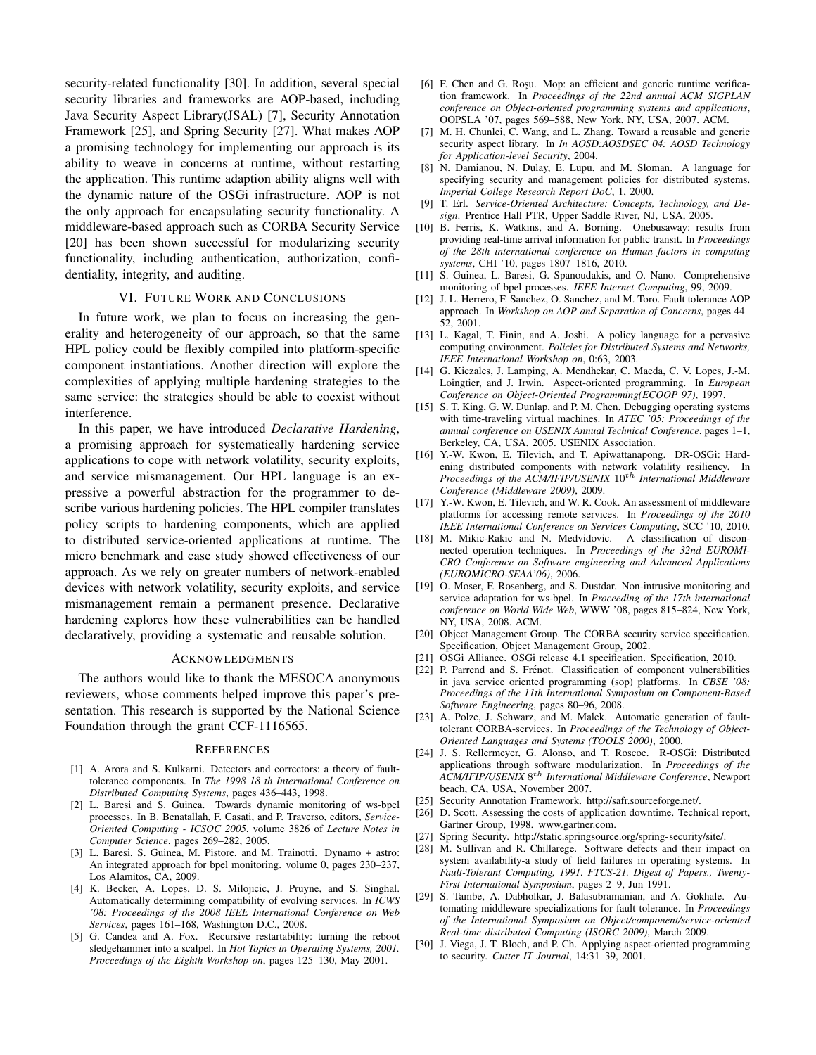security-related functionality [30]. In addition, several special security libraries and frameworks are AOP-based, including Java Security Aspect Library(JSAL) [7], Security Annotation Framework [25], and Spring Security [27]. What makes AOP a promising technology for implementing our approach is its ability to weave in concerns at runtime, without restarting the application. This runtime adaption ability aligns well with the dynamic nature of the OSGi infrastructure. AOP is not the only approach for encapsulating security functionality. A middleware-based approach such as CORBA Security Service [20] has been shown successful for modularizing security functionality, including authentication, authorization, confidentiality, integrity, and auditing.

## VI. Future Work and Conclusions

In future work, we plan to focus on increasing the generality and heterogeneity of our approach, so that the same HPL policy could be flexibly compiled into platform-specific component instantiations. Another direction will explore the complexities of applying multiple hardening strategies to the same service: the strategies should be able to coexist without interference.

In this paper, we have introduced *Declarative Hardening*, a promising approach for systematically hardening service applications to cope with network volatility, security exploits, and service mismanagement. Our HPL language is an expressive a powerful abstraction for the programmer to describe various hardening policies. The HPL compiler translates policy scripts to hardening components, which are applied to distributed service-oriented applications at runtime. The micro benchmark and case study showed effectiveness of our approach. As we rely on greater numbers of network-enabled devices with network volatility, security exploits, and service mismanagement remain a permanent presence. Declarative hardening explores how these vulnerabilities can be handled declaratively, providing a systematic and reusable solution.

## Acknowledgments

The authors would like to thank the MESOCA anonymous reviewers, whose comments helped improve this paper's presentation. This research is supported by the National Science Foundation through the grant CCF-1116565.

## References

[1] A. Arora and S. Kulkarni. Detectors and correctors: a theory of fault-tolerance components. In *The 1998 18 th International Conference on Distributed Computing Systems*, pages 436–443, 1998.

[2] L. Baresi and S. Guinea. Towards dynamic monitoring of ws-bpel processes. In B. Benatallah, F. Casati, and P. Traverso, editors, *Service-Oriented Computing - ICSOC 2005*, volume 3826 of *Lecture Notes in Computer Science*, pages 269–282, 2005.

[3] L. Baresi, S. Guinea, M. Pistore, and M. Trainotti. Dynamo + astro: An integrated approach for bpel monitoring. volume 0, pages 230–237, Los Alamitos, CA, 2009.

[4] K. Becker, A. Lopes, D. S. Milojicic, J. Pruyne, and S. Singhal. Automatically determining compatibility of evolving services. In *ICWS '08: Proceedings of the 2008 IEEE International Conference on Web Services*, pages 161–168, Washington D.C., 2008.

[5] G. Candea and A. Fox. Recursive restartability: turning the reboot sledgehammer into a scalpel. In *Hot Topics in Operating Systems, 2001. Proceedings of the Eighth Workshop on*, pages 125–130, May 2001.

[6] F. Chen and G. Roşu. Mop: an efficient and generic runtime verification framework. In *Proceedings of the 22nd annual ACM SIGPLAN conference on Object-oriented programming systems and applications*, OOPSLA '07, pages 569–588, New York, NY, USA, 2007. ACM.

[7] M. H. Chunlei, C. Wang, and L. Zhang. Toward a reusable and generic security aspect library. In *AOSD:AOSDSEC 04: AOSD Technology for Application-level Security*, 2004.

[8] N. Damianou, N. Dulay, E. Lupu, and M. Sloman. A language for specifying security and management policies for distributed systems. *Imperial College Research Report DoC*, 1, 2000.

[9] T. Erl. *Service-Oriented Architecture: Concepts, Technology, and Design*. Prentice Hall PTR, Upper Saddle River, NJ, USA, 2005.

[10] B. Ferris, K. Watkins, and A. Borning. Onebusaway: results from providing real-time arrival information for public transit. In *Proceedings of the 28th international conference on Human factors in computing systems*, CHI '10, pages 1807–1816, 2010.

[11] S. Guinea, L. Baresi, G. Spanoudakis, and O. Nano. Comprehensive monitoring of bpel processes. *IEEE Internet Computing*, 99, 2009.

[12] J. L. Herrero, F. Sanchez, O. Sanchez, and M. Toro. Fault tolerance AOP approach. In *Workshop on AOP and Separation of Concerns*, pages 44–52, 2001.

[13] L. Kagal, T. Finin, and A. Joshi. A policy language for a pervasive computing environment. *Policies for Distributed Systems and Networks, IEEE International Workshop on*, 0:63, 2003.

[14] G. Kiczales, J. Lamping, A. Mendhekar, C. Maeda, C. V. Lopes, J.-M. Loingtier, and J. Irwin. Aspect-oriented programming. In *European Conference on Object-Oriented Programming(ECOOP 97)*, 1997.

[15] S. T. King, G. W. Dunlap, and P. M. Chen. Debugging operating systems with time-traveling virtual machines. In *ATEC '05: Proceedings of the annual conference on USENIX Annual Technical Conference*, pages 1–1, Berkeley, CA, USA, 2005. USENIX Association.

[16] Y.-W. Kwon, E. Tilevich, and T. Apiwattanapong. DR-OSGi: Hardening distributed components with network volatility resiliency. In *Proceedings of the ACM/IFIP/USENIX $10^{th}$ International Middleware Conference (Middleware 2009)*, 2009.

[17] Y.-W. Kwon, E. Tilevich, and W. R. Cook. An assessment of middleware platforms for accessing remote services. In *Proceedings of the 2010 IEEE International Conference on Services Computing*, SCC '10, 2010.

[18] M. Mikic-Rakic and N. Medvidovic. A classification of disconnected operation techniques. In *Proceedings of the 32nd EUROMICRO Conference on Software engineering and Advanced Applications (EUROMICRO-SEAA'06)*, 2006.

[19] O. Moser, F. Rosenberg, and S. Dustdar. Non-intrusive monitoring and service adaptation for ws-bpel. In *Proceeding of the 17th international conference on World Wide Web*, WWW '08, pages 815–824, New York, NY, USA, 2008. ACM.

[20] Object Management Group. The CORBA security service specification. Specification, Object Management Group, 2002.

[21] OSGi Alliance. OSGi release 4.1 specification. Specification, 2010.

[22] P. Parrend and S. Frénot. Classification of component vulnerabilities in java service oriented programming (sop) platforms. In *CBSE '08: Proceedings of the 11th International Symposium on Component-Based Software Engineering*, pages 80–96, 2008.

[23] A. Polze, J. Schwarz, and M. Malek. Automatic generation of fault-tolerant CORBA-services. In *Proceedings of the Technology of Object-Oriented Languages and Systems (TOOLS 2000)*, 2000.

[24] J. S. Rellermeyer, G. Alonso, and T. Roscoe. R-OSGi: Distributed applications through software modularization. In *Proceedings of the ACM/IFIP/USENIX $8^{th}$ International Middleware Conference*, Newport beach, CA, USA, November 2007.

[25] Security Annotation Framework. http://safr.sourceforge.net/.

[26] D. Scott. Assessing the costs of application downtime. Technical report, Gartner Group, 1998. www.gartner.com.

[27] Spring Security. http://static.springsource.org/spring-security/site/.

[28] M. Sullivan and R. Chillarege. Software defects and their impact on system availability-a study of field failures in operating systems. In *Fault-Tolerant Computing, 1991. FTCS-21. Digest of Papers., Twenty-First International Symposium*, pages 2–9, Jun 1991.

[29] S. Tambe, A. Dabholkar, J. Balasubramanian, and A. Gokhale. Automating middleware specializations for fault tolerance. In *Proceedings of the International Symposium on Object/component/service-oriented Real-time distributed Computing (ISORC 2009)*, March 2009.

[30] J. Viega, J. T. Bloch, and P. Ch. Applying aspect-oriented programming to security. *Cutter IT Journal*, 14:31–39, 2001.